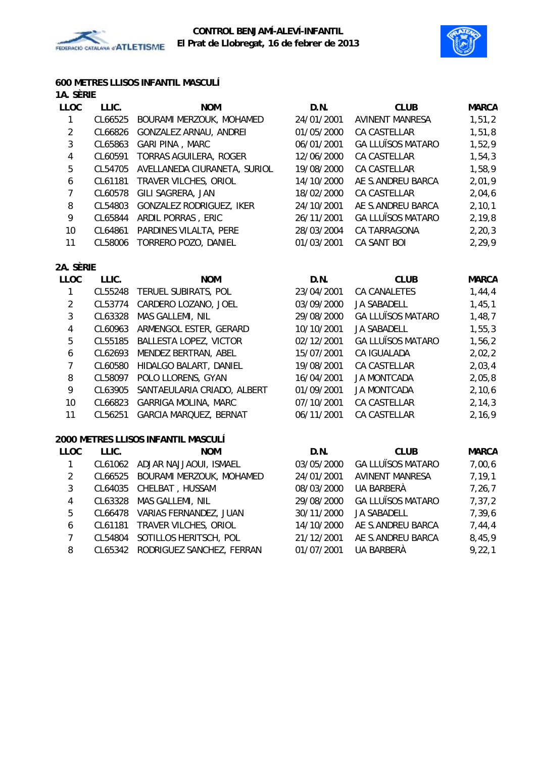**CONTROL BENJAMÍ-ALEVÍ-INFANTIL**
**El Prat de Llobregat, 16 de febrer de 2013**

## 600 METRES LLISOS INFANTIL MASCULÍ

### 1A. SÈRIE

| LLOC | LLIC. | NOM | D.N. | CLUB | MARCA |
|---|---|---|---|---|---|
| 1 | CL66525 | BOURAMI MERZOUK, MOHAMED | 24/01/2001 | AVINENT MANRESA | 1,51,2 |
| 2 | CL66826 | GONZALEZ ARNAU, ANDREI | 01/05/2000 | CA CASTELLAR | 1,51,8 |
| 3 | CL65863 | GARI PINA , MARC | 06/01/2001 | GA LLUÏSOS MATARO | 1,52,9 |
| 4 | CL60591 | TORRAS AGUILERA, ROGER | 12/06/2000 | CA CASTELLAR | 1,54,3 |
| 5 | CL54705 | AVELLANEDA CIURANETA, SURIOL | 19/08/2000 | CA CASTELLAR | 1,58,9 |
| 6 | CL61181 | TRAVER VILCHES, ORIOL | 14/10/2000 | AE S.ANDREU BARCA | 2,01,9 |
| 7 | CL60578 | GILI SAGRERA, JAN | 18/02/2000 | CA CASTELLAR | 2,04,6 |
| 8 | CL54803 | GONZALEZ RODRIGUEZ, IKER | 24/10/2001 | AE S.ANDREU BARCA | 2,10,1 |
| 9 | CL65844 | ARDIL PORRAS , ERIC | 26/11/2001 | GA LLUÏSOS MATARO | 2,19,8 |
| 10 | CL64861 | PARDINES VILALTA, PERE | 28/03/2004 | CA TARRAGONA | 2,20,3 |
| 11 | CL58006 | TORRERO POZO, DANIEL | 01/03/2001 | CA SANT BOI | 2,29,9 |

### 2A. SÈRIE

| LLOC | LLIC. | NOM | D.N. | CLUB | MARCA |
|---|---|---|---|---|---|
| 1 | CL55248 | TERUEL SUBIRATS, POL | 23/04/2001 | CA CANALETES | 1,44,4 |
| 2 | CL53774 | CARDERO LOZANO, JOEL | 03/09/2000 | JA SABADELL | 1,45,1 |
| 3 | CL63328 | MAS GALLEMI, NIL | 29/08/2000 | GA LLUÏSOS MATARO | 1,48,7 |
| 4 | CL60963 | ARMENGOL ESTER, GERARD | 10/10/2001 | JA SABADELL | 1,55,3 |
| 5 | CL55185 | BALLESTA LOPEZ, VICTOR | 02/12/2001 | GA LLUÏSOS MATARO | 1,56,2 |
| 6 | CL62693 | MENDEZ BERTRAN, ABEL | 15/07/2001 | CA IGUALADA | 2,02,2 |
| 7 | CL60580 | HIDALGO BALART, DANIEL | 19/08/2001 | CA CASTELLAR | 2,03,4 |
| 8 | CL58097 | POLO LLORENS, GYAN | 16/04/2001 | JA MONTCADA | 2,05,8 |
| 9 | CL63905 | SANTAEULARIA CRIADO, ALBERT | 01/09/2001 | JA MONTCADA | 2,10,6 |
| 10 | CL66823 | GARRIGA MOLINA, MARC | 07/10/2001 | CA CASTELLAR | 2,14,3 |
| 11 | CL56251 | GARCIA MARQUEZ, BERNAT | 06/11/2001 | CA CASTELLAR | 2,16,9 |

## 2000 METRES LLISOS INFANTIL MASCULÍ

| LLOC | LLIC. | NOM | D.N. | CLUB | MARCA |
|---|---|---|---|---|---|
| 1 | CL61062 | ADJAR NAJJAOUI, ISMAEL | 03/05/2000 | GA LLUÏSOS MATARO | 7,00,6 |
| 2 | CL66525 | BOURAMI MERZOUK, MOHAMED | 24/01/2001 | AVINENT MANRESA | 7,19,1 |
| 3 | CL64035 | CHELBAT , HUSSAM | 08/03/2000 | UA BARBERÀ | 7,26,7 |
| 4 | CL63328 | MAS GALLEMI, NIL | 29/08/2000 | GA LLUÏSOS MATARO | 7,37,2 |
| 5 | CL66478 | VARIAS FERNANDEZ, JUAN | 30/11/2000 | JA SABADELL | 7,39,6 |
| 6 | CL61181 | TRAVER VILCHES, ORIOL | 14/10/2000 | AE S.ANDREU BARCA | 7,44,4 |
| 7 | CL54804 | SOTILLOS HERITSCH, POL | 21/12/2001 | AE S.ANDREU BARCA | 8,45,9 |
| 8 | CL65342 | RODRIGUEZ SANCHEZ, FERRAN | 01/07/2001 | UA BARBERÀ | 9,22,1 |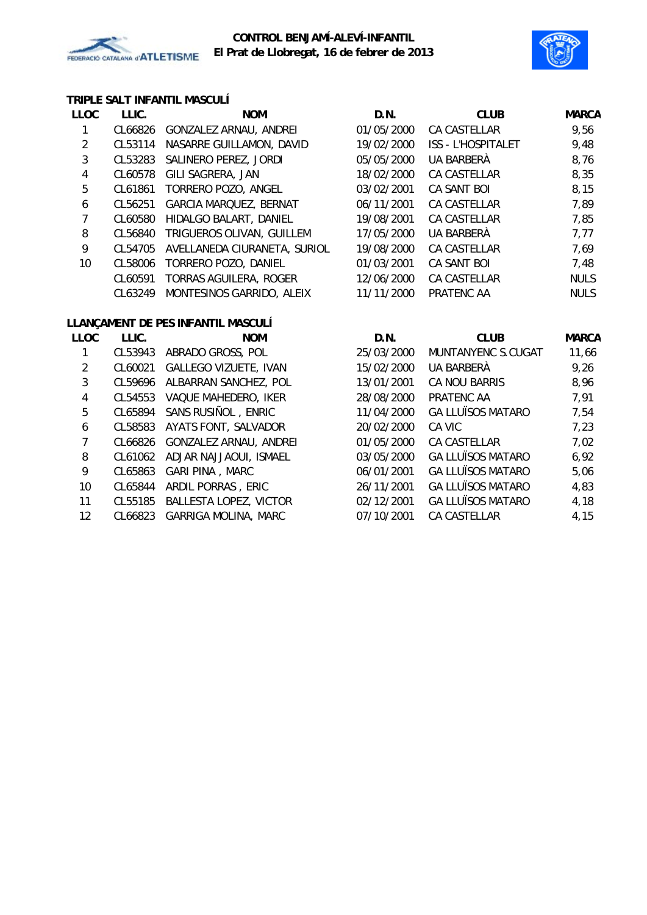**CONTROL BENJAMÍ-ALEVÍ-INFANTIL**
**El Prat de Llobregat, 16 de febrer de 2013**

### TRIPLE SALT INFANTIL MASCULÍ

| LLOC | LLIC. | NOM | D.N. | CLUB | MARCA |
|---|---|---|---|---|---|
| 1 | CL66826 | GONZALEZ ARNAU, ANDREI | 01/05/2000 | CA CASTELLAR | 9,56 |
| 2 | CL53114 | NASARRE GUILLAMON, DAVID | 19/02/2000 | ISS - L'HOSPITALET | 9,48 |
| 3 | CL53283 | SALINERO PEREZ, JORDI | 05/05/2000 | UA BARBERÀ | 8,76 |
| 4 | CL60578 | GILI SAGRERA, JAN | 18/02/2000 | CA CASTELLAR | 8,35 |
| 5 | CL61861 | TORRERO POZO, ANGEL | 03/02/2001 | CA SANT BOI | 8,15 |
| 6 | CL56251 | GARCIA MARQUEZ, BERNAT | 06/11/2001 | CA CASTELLAR | 7,89 |
| 7 | CL60580 | HIDALGO BALART, DANIEL | 19/08/2001 | CA CASTELLAR | 7,85 |
| 8 | CL56840 | TRIGUEROS OLIVAN, GUILLEM | 17/05/2000 | UA BARBERÀ | 7,77 |
| 9 | CL54705 | AVELLANEDA CIURANETA, SURIOL | 19/08/2000 | CA CASTELLAR | 7,69 |
| 10 | CL58006 | TORRERO POZO, DANIEL | 01/03/2001 | CA SANT BOI | 7,48 |
|  | CL60591 | TORRAS AGUILERA, ROGER | 12/06/2000 | CA CASTELLAR | NULS |
|  | CL63249 | MONTESINOS GARRIDO, ALEIX | 11/11/2000 | PRATENC AA | NULS |

### LLANÇAMENT DE PES INFANTIL MASCULÍ

| LLOC | LLIC. | NOM | D.N. | CLUB | MARCA |
|---|---|---|---|---|---|
| 1 | CL53943 | ABRADO GROSS, POL | 25/03/2000 | MUNTANYENC S.CUGAT | 11,66 |
| 2 | CL60021 | GALLEGO VIZUETE, IVAN | 15/02/2000 | UA BARBERÀ | 9,26 |
| 3 | CL59696 | ALBARRAN SANCHEZ, POL | 13/01/2001 | CA NOU BARRIS | 8,96 |
| 4 | CL54553 | VAQUE MAHEDERO, IKER | 28/08/2000 | PRATENC AA | 7,91 |
| 5 | CL65894 | SANS RUSIÑOL , ENRIC | 11/04/2000 | GA LLUÏSOS MATARO | 7,54 |
| 6 | CL58583 | AYATS FONT, SALVADOR | 20/02/2000 | CA VIC | 7,23 |
| 7 | CL66826 | GONZALEZ ARNAU, ANDREI | 01/05/2000 | CA CASTELLAR | 7,02 |
| 8 | CL61062 | ADJAR NAJJAOUI, ISMAEL | 03/05/2000 | GA LLUÏSOS MATARO | 6,92 |
| 9 | CL65863 | GARI PINA , MARC | 06/01/2001 | GA LLUÏSOS MATARO | 5,06 |
| 10 | CL65844 | ARDIL PORRAS , ERIC | 26/11/2001 | GA LLUÏSOS MATARO | 4,83 |
| 11 | CL55185 | BALLESTA LOPEZ, VICTOR | 02/12/2001 | GA LLUÏSOS MATARO | 4,18 |
| 12 | CL66823 | GARRIGA MOLINA, MARC | 07/10/2001 | CA CASTELLAR | 4,15 |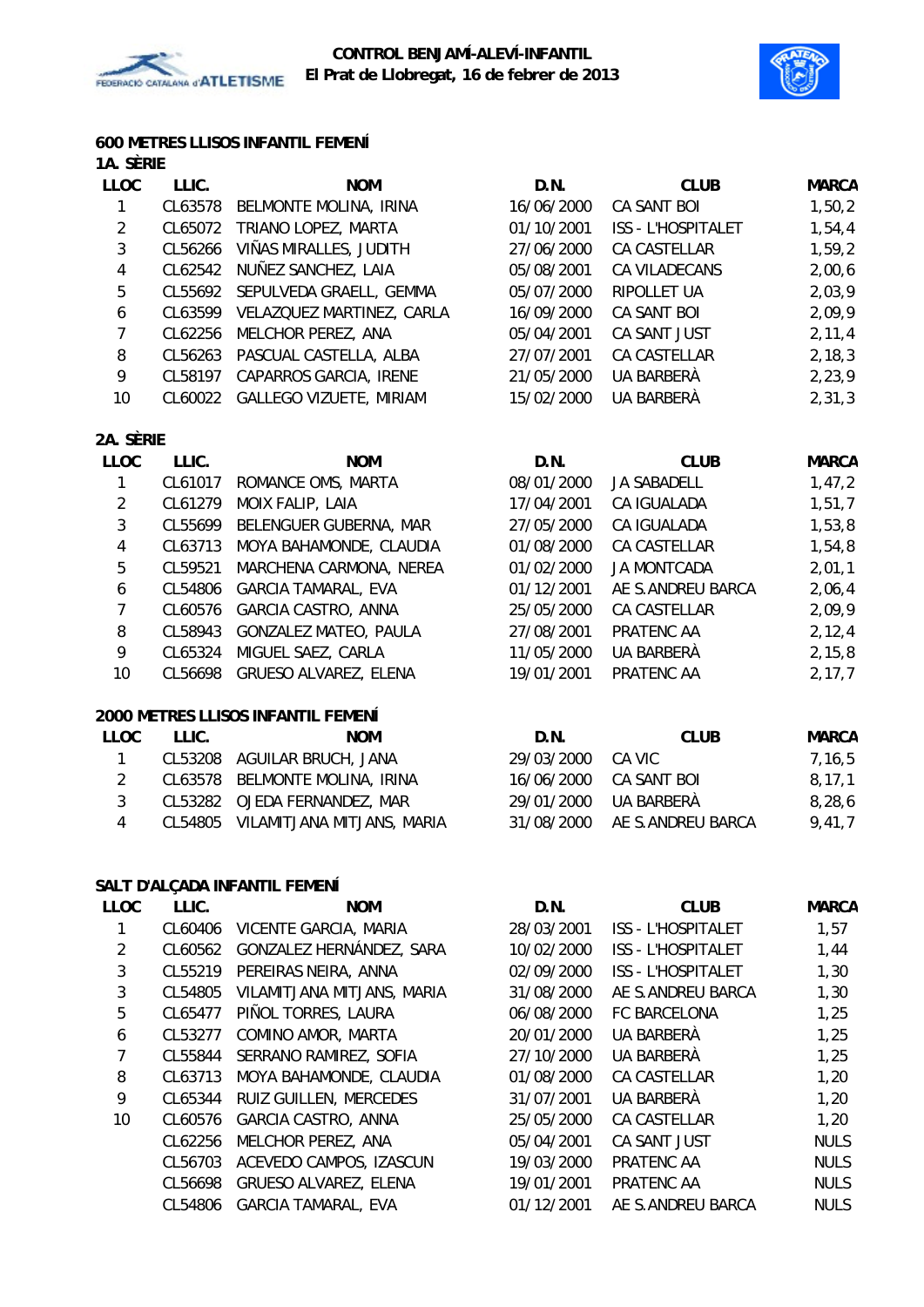## 600 METRES LLISOS INFANTIL FEMENÍ

### 1A. SÈRIE

| LLOC | LLIC. | NOM | D.N. | CLUB | MARCA |
|---|---|---|---|---|---|
| 1 | CL63578 | BELMONTE MOLINA, IRINA | 16/06/2000 | CA SANT BOI | 1,50,2 |
| 2 | CL65072 | TRIANO LOPEZ, MARTA | 01/10/2001 | ISS - L'HOSPITALET | 1,54,4 |
| 3 | CL56266 | VIÑAS MIRALLES, JUDITH | 27/06/2000 | CA CASTELLAR | 1,59,2 |
| 4 | CL62542 | NUÑEZ SANCHEZ, LAIA | 05/08/2001 | CA VILADECANS | 2,00,6 |
| 5 | CL55692 | SEPULVEDA GRAELL, GEMMA | 05/07/2000 | RIPOLLET UA | 2,03,9 |
| 6 | CL63599 | VELAZQUEZ MARTINEZ, CARLA | 16/09/2000 | CA SANT BOI | 2,09,9 |
| 7 | CL62256 | MELCHOR PEREZ, ANA | 05/04/2001 | CA SANT JUST | 2,11,4 |
| 8 | CL56263 | PASCUAL CASTELLA, ALBA | 27/07/2001 | CA CASTELLAR | 2,18,3 |
| 9 | CL58197 | CAPARROS GARCIA, IRENE | 21/05/2000 | UA BARBERÀ | 2,23,9 |
| 10 | CL60022 | GALLEGO VIZUETE, MIRIAM | 15/02/2000 | UA BARBERÀ | 2,31,3 |

### 2A. SÈRIE

| LLOC | LLIC. | NOM | D.N. | CLUB | MARCA |
|---|---|---|---|---|---|
| 1 | CL61017 | ROMANCE OMS, MARTA | 08/01/2000 | JA SABADELL | 1,47,2 |
| 2 | CL61279 | MOIX FALIP, LAIA | 17/04/2001 | CA IGUALADA | 1,51,7 |
| 3 | CL55699 | BELENGUER GUBERNA, MAR | 27/05/2000 | CA IGUALADA | 1,53,8 |
| 4 | CL63713 | MOYA BAHAMONDE, CLAUDIA | 01/08/2000 | CA CASTELLAR | 1,54,8 |
| 5 | CL59521 | MARCHENA CARMONA, NEREA | 01/02/2000 | JA MONTCADA | 2,01,1 |
| 6 | CL54806 | GARCIA TAMARAL, EVA | 01/12/2001 | AE S.ANDREU BARCA | 2,06,4 |
| 7 | CL60576 | GARCIA CASTRO, ANNA | 25/05/2000 | CA CASTELLAR | 2,09,9 |
| 8 | CL58943 | GONZALEZ MATEO, PAULA | 27/08/2001 | PRATENC AA | 2,12,4 |
| 9 | CL65324 | MIGUEL SAEZ, CARLA | 11/05/2000 | UA BARBERÀ | 2,15,8 |
| 10 | CL56698 | GRUESO ALVAREZ, ELENA | 19/01/2001 | PRATENC AA | 2,17,7 |

## 2000 METRES LLISOS INFANTIL FEMENÍ

| LLOC | LLIC. | NOM | D.N. | CLUB | MARCA |
|---|---|---|---|---|---|
| 1 | CL53208 | AGUILAR BRUCH, JANA | 29/03/2000 | CA VIC | 7,16,5 |
| 2 | CL63578 | BELMONTE MOLINA, IRINA | 16/06/2000 | CA SANT BOI | 8,17,1 |
| 3 | CL53282 | OJEDA FERNANDEZ, MAR | 29/01/2000 | UA BARBERÀ | 8,28,6 |
| 4 | CL54805 | VILAMITJANA MITJANS, MARIA | 31/08/2000 | AE S.ANDREU BARCA | 9,41,7 |

## SALT D'ALÇADA INFANTIL FEMENÍ

| LLOC | LLIC. | NOM | D.N. | CLUB | MARCA |
|---|---|---|---|---|---|
| 1 | CL60406 | VICENTE GARCIA, MARIA | 28/03/2001 | ISS - L'HOSPITALET | 1,57 |
| 2 | CL60562 | GONZALEZ HERNÁNDEZ, SARA | 10/02/2000 | ISS - L'HOSPITALET | 1,44 |
| 3 | CL55219 | PEREIRAS NEIRA, ANNA | 02/09/2000 | ISS - L'HOSPITALET | 1,30 |
| 3 | CL54805 | VILAMITJANA MITJANS, MARIA | 31/08/2000 | AE S.ANDREU BARCA | 1,30 |
| 5 | CL65477 | PIÑOL TORRES, LAURA | 06/08/2000 | FC BARCELONA | 1,25 |
| 6 | CL53277 | COMINO AMOR, MARTA | 20/01/2000 | UA BARBERÀ | 1,25 |
| 7 | CL55844 | SERRANO RAMIREZ, SOFIA | 27/10/2000 | UA BARBERÀ | 1,25 |
| 8 | CL63713 | MOYA BAHAMONDE, CLAUDIA | 01/08/2000 | CA CASTELLAR | 1,20 |
| 9 | CL65344 | RUIZ GUILLEN, MERCEDES | 31/07/2001 | UA BARBERÀ | 1,20 |
| 10 | CL60576 | GARCIA CASTRO, ANNA | 25/05/2000 | CA CASTELLAR | 1,20 |
| | CL62256 | MELCHOR PEREZ, ANA | 05/04/2001 | CA SANT JUST | NULS |
| | CL56703 | ACEVEDO CAMPOS, IZASCUN | 19/03/2000 | PRATENC AA | NULS |
| | CL56698 | GRUESO ALVAREZ, ELENA | 19/01/2001 | PRATENC AA | NULS |
| | CL54806 | GARCIA TAMARAL, EVA | 01/12/2001 | AE S.ANDREU BARCA | NULS |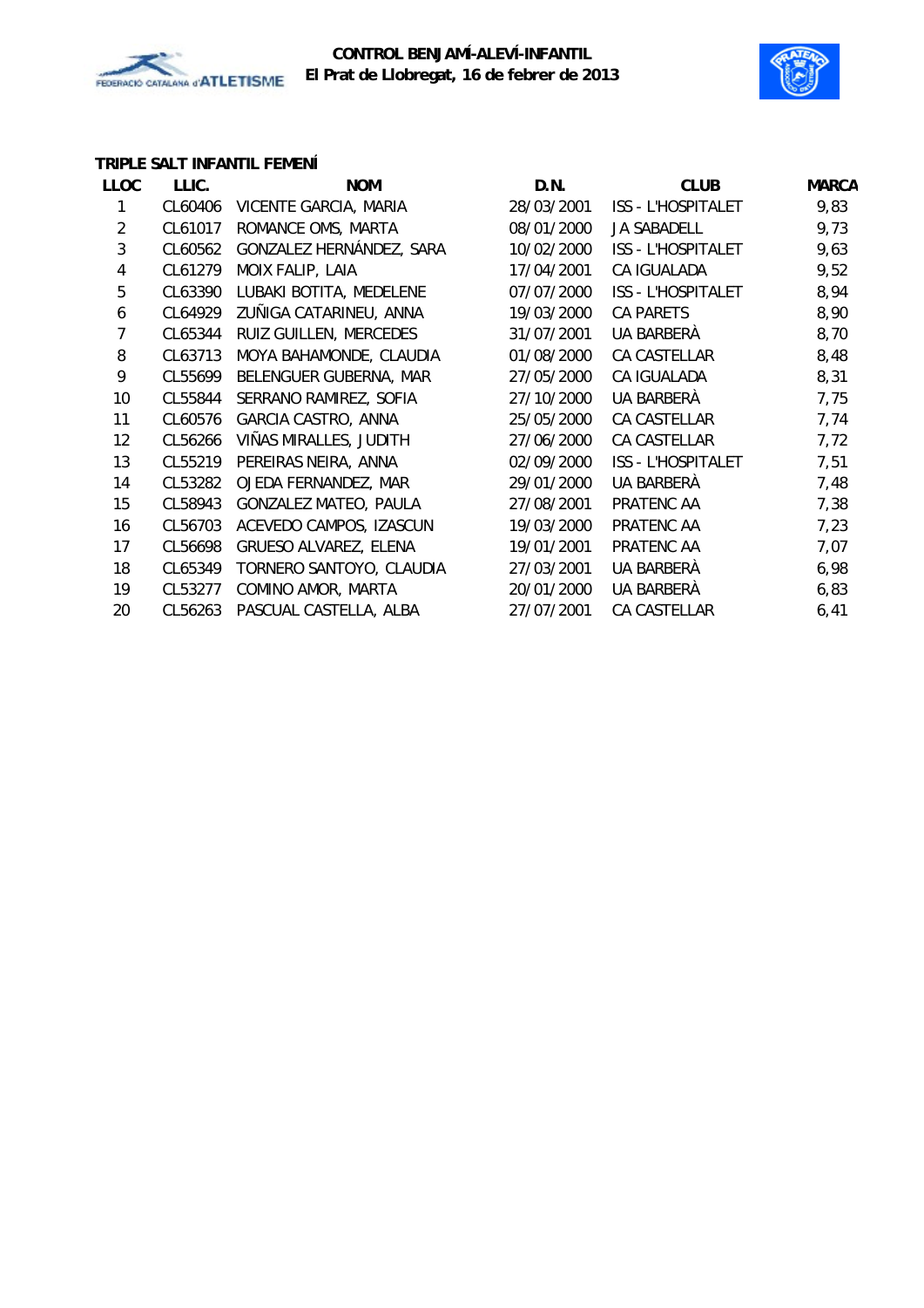**CONTROL BENJAMÍ-ALEVÍ-INFANTIL**
**El Prat de Llobregat, 16 de febrer de 2013**

### TRIPLE SALT INFANTIL FEMENÍ

| LLOC | LLIC. | NOM | D.N. | CLUB | MARCA |
|---|---|---|---|---|---|
| 1 | CL60406 | VICENTE GARCIA, MARIA | 28/03/2001 | ISS - L'HOSPITALET | 9,83 |
| 2 | CL61017 | ROMANCE OMS, MARTA | 08/01/2000 | JA SABADELL | 9,73 |
| 3 | CL60562 | GONZALEZ HERNÁNDEZ, SARA | 10/02/2000 | ISS - L'HOSPITALET | 9,63 |
| 4 | CL61279 | MOIX FALIP, LAIA | 17/04/2001 | CA IGUALADA | 9,52 |
| 5 | CL63390 | LUBAKI BOTITA, MEDELENE | 07/07/2000 | ISS - L'HOSPITALET | 8,94 |
| 6 | CL64929 | ZUÑIGA CATARINEU, ANNA | 19/03/2000 | CA PARETS | 8,90 |
| 7 | CL65344 | RUIZ GUILLEN, MERCEDES | 31/07/2001 | UA BARBERÀ | 8,70 |
| 8 | CL63713 | MOYA BAHAMONDE, CLAUDIA | 01/08/2000 | CA CASTELLAR | 8,48 |
| 9 | CL55699 | BELENGUER GUBERNA, MAR | 27/05/2000 | CA IGUALADA | 8,31 |
| 10 | CL55844 | SERRANO RAMIREZ, SOFIA | 27/10/2000 | UA BARBERÀ | 7,75 |
| 11 | CL60576 | GARCIA CASTRO, ANNA | 25/05/2000 | CA CASTELLAR | 7,74 |
| 12 | CL56266 | VIÑAS MIRALLES, JUDITH | 27/06/2000 | CA CASTELLAR | 7,72 |
| 13 | CL55219 | PEREIRAS NEIRA, ANNA | 02/09/2000 | ISS - L'HOSPITALET | 7,51 |
| 14 | CL53282 | OJEDA FERNANDEZ, MAR | 29/01/2000 | UA BARBERÀ | 7,48 |
| 15 | CL58943 | GONZALEZ MATEO, PAULA | 27/08/2001 | PRATENC AA | 7,38 |
| 16 | CL56703 | ACEVEDO CAMPOS, IZASCUN | 19/03/2000 | PRATENC AA | 7,23 |
| 17 | CL56698 | GRUESO ALVAREZ, ELENA | 19/01/2001 | PRATENC AA | 7,07 |
| 18 | CL65349 | TORNERO SANTOYO, CLAUDIA | 27/03/2001 | UA BARBERÀ | 6,98 |
| 19 | CL53277 | COMINO AMOR, MARTA | 20/01/2000 | UA BARBERÀ | 6,83 |
| 20 | CL56263 | PASCUAL CASTELLA, ALBA | 27/07/2001 | CA CASTELLAR | 6,41 |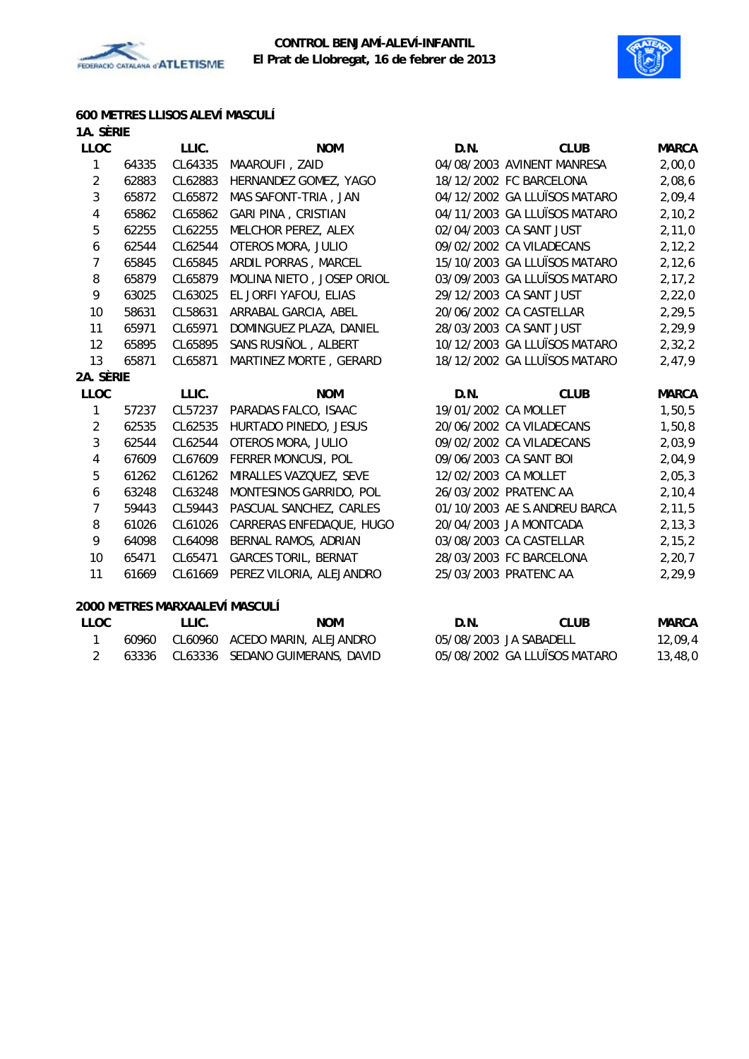**CONTROL BENJAMÍ-ALEVÍ-INFANTIL**
**El Prat de Llobregat, 16 de febrer de 2013**

## 600 METRES LLISOS ALEVÍ MASCULÍ

### 1A. SÈRIE

| LLOC | | LLIC. | NOM | D.N. | CLUB | MARCA |
|---|---|---|---|---|---|---|
| 1 | 64335 | CL64335 | MAAROUFI , ZAID | 04/08/2003 | AVINENT MANRESA | 2,00,0 |
| 2 | 62883 | CL62883 | HERNANDEZ GOMEZ, YAGO | 18/12/2002 | FC BARCELONA | 2,08,6 |
| 3 | 65872 | CL65872 | MAS SAFONT-TRIA , JAN | 04/12/2002 | GA LLUÏSOS MATARO | 2,09,4 |
| 4 | 65862 | CL65862 | GARI PINA , CRISTIAN | 04/11/2003 | GA LLUÏSOS MATARO | 2,10,2 |
| 5 | 62255 | CL62255 | MELCHOR PEREZ, ALEX | 02/04/2003 | CA SANT JUST | 2,11,0 |
| 6 | 62544 | CL62544 | OTEROS MORA, JULIO | 09/02/2002 | CA VILADECANS | 2,12,2 |
| 7 | 65845 | CL65845 | ARDIL PORRAS , MARCEL | 15/10/2003 | GA LLUÏSOS MATARO | 2,12,6 |
| 8 | 65879 | CL65879 | MOLINA NIETO , JOSEP ORIOL | 03/09/2003 | GA LLUÏSOS MATARO | 2,17,2 |
| 9 | 63025 | CL63025 | EL JORFI YAFOU, ELIAS | 29/12/2003 | CA SANT JUST | 2,22,0 |
| 10 | 58631 | CL58631 | ARRABAL GARCIA, ABEL | 20/06/2002 | CA CASTELLAR | 2,29,5 |
| 11 | 65971 | CL65971 | DOMINGUEZ PLAZA, DANIEL | 28/03/2003 | CA SANT JUST | 2,29,9 |
| 12 | 65895 | CL65895 | SANS RUSIÑOL , ALBERT | 10/12/2003 | GA LLUÏSOS MATARO | 2,32,2 |
| 13 | 65871 | CL65871 | MARTINEZ MORTE , GERARD | 18/12/2002 | GA LLUÏSOS MATARO | 2,47,9 |

### 2A. SÈRIE

| LLOC | | LLIC. | NOM | D.N. | CLUB | MARCA |
|---|---|---|---|---|---|---|
| 1 | 57237 | CL57237 | PARADAS FALCO, ISAAC | 19/01/2002 | CA MOLLET | 1,50,5 |
| 2 | 62535 | CL62535 | HURTADO PINEDO, JESUS | 20/06/2002 | CA VILADECANS | 1,50,8 |
| 3 | 62544 | CL62544 | OTEROS MORA, JULIO | 09/02/2002 | CA VILADECANS | 2,03,9 |
| 4 | 67609 | CL67609 | FERRER MONCUSI, POL | 09/06/2003 | CA SANT BOI | 2,04,9 |
| 5 | 61262 | CL61262 | MIRALLES VAZQUEZ, SEVE | 12/02/2003 | CA MOLLET | 2,05,3 |
| 6 | 63248 | CL63248 | MONTESINOS GARRIDO, POL | 26/03/2002 | PRATENC AA | 2,10,4 |
| 7 | 59443 | CL59443 | PASCUAL SANCHEZ, CARLES | 01/10/2003 | AE S.ANDREU BARCA | 2,11,5 |
| 8 | 61026 | CL61026 | CARRERAS ENFEDAQUE, HUGO | 20/04/2003 | JA MONTCADA | 2,13,3 |
| 9 | 64098 | CL64098 | BERNAL RAMOS, ADRIAN | 03/08/2003 | CA CASTELLAR | 2,15,2 |
| 10 | 65471 | CL65471 | GARCES TORIL, BERNAT | 28/03/2003 | FC BARCELONA | 2,20,7 |
| 11 | 61669 | CL61669 | PEREZ VILORIA, ALEJANDRO | 25/03/2003 | PRATENC AA | 2,29,9 |

## 2000 METRES MARXAALEVÍ MASCULÍ

| LLOC | | LLIC. | NOM | D.N. | CLUB | MARCA |
|---|---|---|---|---|---|---|
| 1 | 60960 | CL60960 | ACEDO MARIN, ALEJANDRO | 05/08/2003 | JA SABADELL | 12,09,4 |
| 2 | 63336 | CL63336 | SEDANO GUIMERANS, DAVID | 05/08/2002 | GA LLUÏSOS MATARO | 13,48,0 |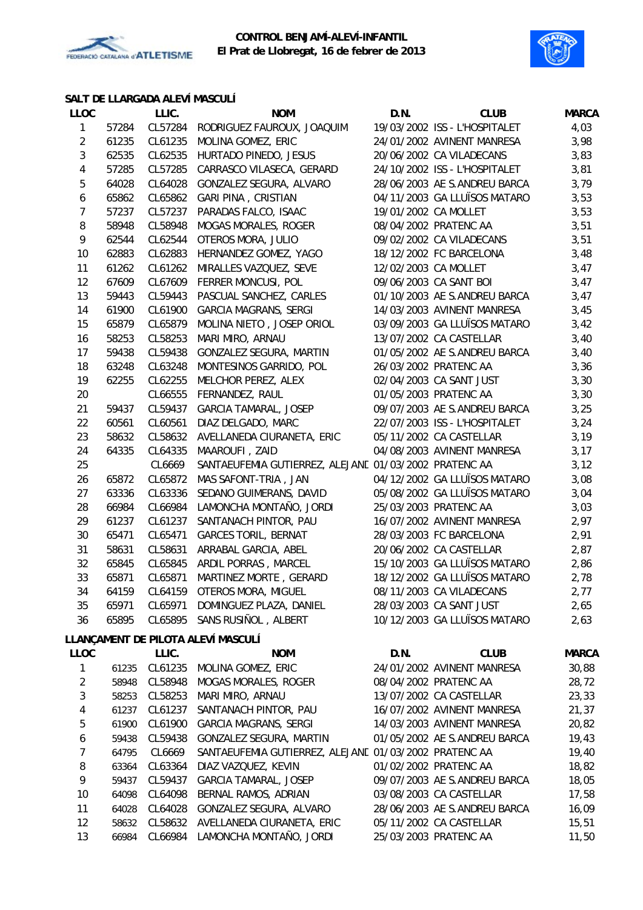**CONTROL BENJAMÍ-ALEVÍ-INFANTIL**
**El Prat de Llobregat, 16 de febrer de 2013**

### SALT DE LLARGADA ALEVÍ MASCULÍ

| LLOC | | LLIC. | NOM | D.N. | CLUB | MARCA |
|---|---|---|---|---|---|---|
| 1 | 57284 | CL57284 | RODRIGUEZ FAUROUX, JOAQUIM | 19/03/2002 | ISS - L'HOSPITALET | 4,03 |
| 2 | 61235 | CL61235 | MOLINA GOMEZ, ERIC | 24/01/2002 | AVINENT MANRESA | 3,98 |
| 3 | 62535 | CL62535 | HURTADO PINEDO, JESUS | 20/06/2002 | CA VILADECANS | 3,83 |
| 4 | 57285 | CL57285 | CARRASCO VILASECA, GERARD | 24/10/2002 | ISS - L'HOSPITALET | 3,81 |
| 5 | 64028 | CL64028 | GONZALEZ SEGURA, ALVARO | 28/06/2003 | AE S.ANDREU BARCA | 3,79 |
| 6 | 65862 | CL65862 | GARI PINA , CRISTIAN | 04/11/2003 | GA LLUÏSOS MATARO | 3,53 |
| 7 | 57237 | CL57237 | PARADAS FALCO, ISAAC | 19/01/2002 | CA MOLLET | 3,53 |
| 8 | 58948 | CL58948 | MOGAS MORALES, ROGER | 08/04/2002 | PRATENC AA | 3,51 |
| 9 | 62544 | CL62544 | OTEROS MORA, JULIO | 09/02/2002 | CA VILADECANS | 3,51 |
| 10 | 62883 | CL62883 | HERNANDEZ GOMEZ, YAGO | 18/12/2002 | FC BARCELONA | 3,48 |
| 11 | 61262 | CL61262 | MIRALLES VAZQUEZ, SEVE | 12/02/2003 | CA MOLLET | 3,47 |
| 12 | 67609 | CL67609 | FERRER MONCUSI, POL | 09/06/2003 | CA SANT BOI | 3,47 |
| 13 | 59443 | CL59443 | PASCUAL SANCHEZ, CARLES | 01/10/2003 | AE S.ANDREU BARCA | 3,47 |
| 14 | 61900 | CL61900 | GARCIA MAGRANS, SERGI | 14/03/2003 | AVINENT MANRESA | 3,45 |
| 15 | 65879 | CL65879 | MOLINA NIETO , JOSEP ORIOL | 03/09/2003 | GA LLUÏSOS MATARO | 3,42 |
| 16 | 58253 | CL58253 | MARI MIRO, ARNAU | 13/07/2002 | CA CASTELLAR | 3,40 |
| 17 | 59438 | CL59438 | GONZALEZ SEGURA, MARTIN | 01/05/2002 | AE S.ANDREU BARCA | 3,40 |
| 18 | 63248 | CL63248 | MONTESINOS GARRIDO, POL | 26/03/2002 | PRATENC AA | 3,36 |
| 19 | 62255 | CL62255 | MELCHOR PEREZ, ALEX | 02/04/2003 | CA SANT JUST | 3,30 |
| 20 | | CL66555 | FERNANDEZ, RAUL | 01/05/2003 | PRATENC AA | 3,30 |
| 21 | 59437 | CL59437 | GARCIA TAMARAL, JOSEP | 09/07/2003 | AE S.ANDREU BARCA | 3,25 |
| 22 | 60561 | CL60561 | DIAZ DELGADO, MARC | 22/07/2003 | ISS - L'HOSPITALET | 3,24 |
| 23 | 58632 | CL58632 | AVELLANEDA CIURANETA, ERIC | 05/11/2002 | CA CASTELLAR | 3,19 |
| 24 | 64335 | CL64335 | MAAROUFI , ZAID | 04/08/2003 | AVINENT MANRESA | 3,17 |
| 25 | | CL6669 | SANTAEUFEMIA GUTIERREZ, ALEJANI | 01/03/2002 | PRATENC AA | 3,12 |
| 26 | 65872 | CL65872 | MAS SAFONT-TRIA , JAN | 04/12/2002 | GA LLUÏSOS MATARO | 3,08 |
| 27 | 63336 | CL63336 | SEDANO GUIMERANS, DAVID | 05/08/2002 | GA LLUÏSOS MATARO | 3,04 |
| 28 | 66984 | CL66984 | LAMONCHA MONTAÑO, JORDI | 25/03/2003 | PRATENC AA | 3,03 |
| 29 | 61237 | CL61237 | SANTANACH PINTOR, PAU | 16/07/2002 | AVINENT MANRESA | 2,97 |
| 30 | 65471 | CL65471 | GARCES TORIL, BERNAT | 28/03/2003 | FC BARCELONA | 2,91 |
| 31 | 58631 | CL58631 | ARRABAL GARCIA, ABEL | 20/06/2002 | CA CASTELLAR | 2,87 |
| 32 | 65845 | CL65845 | ARDIL PORRAS , MARCEL | 15/10/2003 | GA LLUÏSOS MATARO | 2,86 |
| 33 | 65871 | CL65871 | MARTINEZ MORTE , GERARD | 18/12/2002 | GA LLUÏSOS MATARO | 2,78 |
| 34 | 64159 | CL64159 | OTEROS MORA, MIGUEL | 08/11/2003 | CA VILADECANS | 2,77 |
| 35 | 65971 | CL65971 | DOMINGUEZ PLAZA, DANIEL | 28/03/2003 | CA SANT JUST | 2,65 |
| 36 | 65895 | CL65895 | SANS RUSIÑOL , ALBERT | 10/12/2003 | GA LLUÏSOS MATARO | 2,63 |

### LLANÇAMENT DE PILOTA ALEVÍ MASCULÍ

| LLOC | | LLIC. | NOM | D.N. | CLUB | MARCA |
|---|---|---|---|---|---|---|
| 1 | 61235 | CL61235 | MOLINA GOMEZ, ERIC | 24/01/2002 | AVINENT MANRESA | 30,88 |
| 2 | 58948 | CL58948 | MOGAS MORALES, ROGER | 08/04/2002 | PRATENC AA | 28,72 |
| 3 | 58253 | CL58253 | MARI MIRO, ARNAU | 13/07/2002 | CA CASTELLAR | 23,33 |
| 4 | 61237 | CL61237 | SANTANACH PINTOR, PAU | 16/07/2002 | AVINENT MANRESA | 21,37 |
| 5 | 61900 | CL61900 | GARCIA MAGRANS, SERGI | 14/03/2003 | AVINENT MANRESA | 20,82 |
| 6 | 59438 | CL59438 | GONZALEZ SEGURA, MARTIN | 01/05/2002 | AE S.ANDREU BARCA | 19,43 |
| 7 | 64795 | CL6669 | SANTAEUFEMIA GUTIERREZ, ALEJANI | 01/03/2002 | PRATENC AA | 19,40 |
| 8 | 63364 | CL63364 | DIAZ VAZQUEZ, KEVIN | 01/02/2002 | PRATENC AA | 18,82 |
| 9 | 59437 | CL59437 | GARCIA TAMARAL, JOSEP | 09/07/2003 | AE S.ANDREU BARCA | 18,05 |
| 10 | 64098 | CL64098 | BERNAL RAMOS, ADRIAN | 03/08/2003 | CA CASTELLAR | 17,58 |
| 11 | 64028 | CL64028 | GONZALEZ SEGURA, ALVARO | 28/06/2003 | AE S.ANDREU BARCA | 16,09 |
| 12 | 58632 | CL58632 | AVELLANEDA CIURANETA, ERIC | 05/11/2002 | CA CASTELLAR | 15,51 |
| 13 | 66984 | CL66984 | LAMONCHA MONTAÑO, JORDI | 25/03/2003 | PRATENC AA | 11,50 |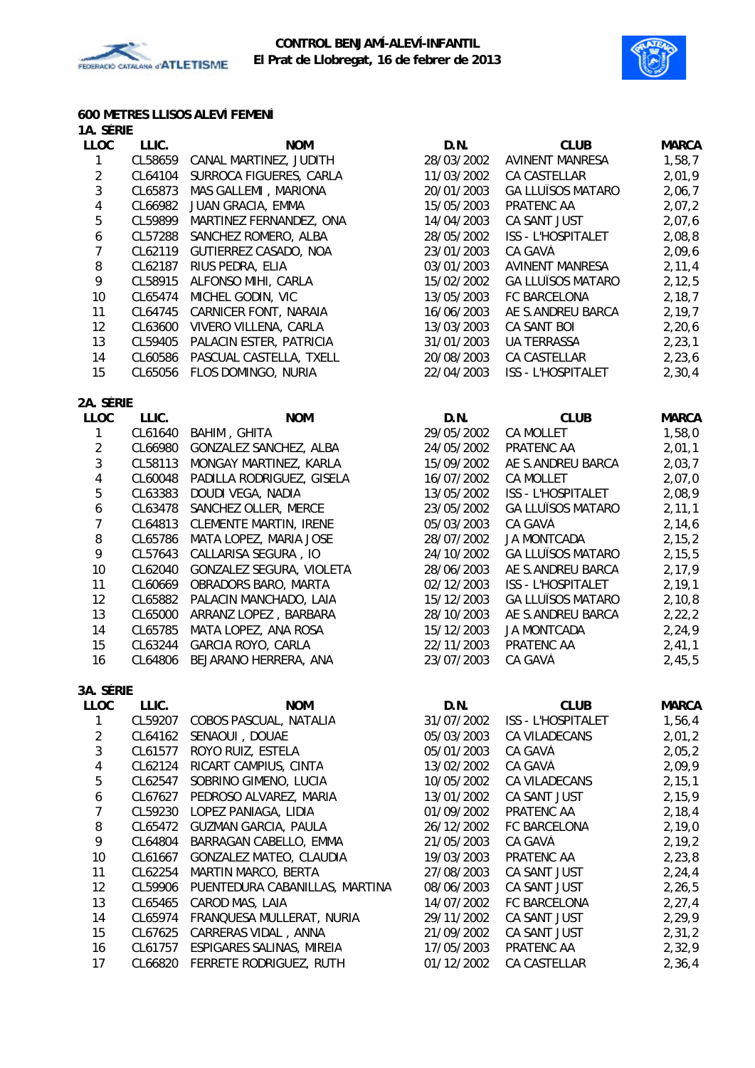**CONTROL BENJAMÍ-ALEVÍ-INFANTIL**
**El Prat de Llobregat, 16 de febrer de 2013**

### 600 METRES LLISOS ALEVÍ FEMENÍ

**1A. SÈRIE**

| LLOC | LLIC. | NOM | D.N. | CLUB | MARCA |
|---|---|---|---|---|---|
| 1 | CL58659 | CANAL MARTINEZ, JUDITH | 28/03/2002 | AVINENT MANRESA | 1,58,7 |
| 2 | CL64104 | SURROCA FIGUERES, CARLA | 11/03/2002 | CA CASTELLAR | 2,01,9 |
| 3 | CL65873 | MAS GALLEMI , MARIONA | 20/01/2003 | GA LLUÏSOS MATARO | 2,06,7 |
| 4 | CL66982 | JUAN GRACIA, EMMA | 15/05/2003 | PRATENC AA | 2,07,2 |
| 5 | CL59899 | MARTINEZ FERNANDEZ, ONA | 14/04/2003 | CA SANT JUST | 2,07,6 |
| 6 | CL57288 | SANCHEZ ROMERO, ALBA | 28/05/2002 | ISS - L'HOSPITALET | 2,08,8 |
| 7 | CL62119 | GUTIERREZ CASADO, NOA | 23/01/2003 | CA GAVÀ | 2,09,6 |
| 8 | CL62187 | RIUS PEDRA, ELIA | 03/01/2003 | AVINENT MANRESA | 2,11,4 |
| 9 | CL58915 | ALFONSO MIHI, CARLA | 15/02/2002 | GA LLUÏSOS MATARO | 2,12,5 |
| 10 | CL65474 | MICHEL GODIN, VIC | 13/05/2003 | FC BARCELONA | 2,18,7 |
| 11 | CL64745 | CARNICER FONT, NARAIA | 16/06/2003 | AE S.ANDREU BARCA | 2,19,7 |
| 12 | CL63600 | VIVERO VILLENA, CARLA | 13/03/2003 | CA SANT BOI | 2,20,6 |
| 13 | CL59405 | PALACIN ESTER, PATRICIA | 31/01/2003 | UA TERRASSA | 2,23,1 |
| 14 | CL60586 | PASCUAL CASTELLA, TXELL | 20/08/2003 | CA CASTELLAR | 2,23,6 |
| 15 | CL65056 | FLOS DOMINGO, NURIA | 22/04/2003 | ISS - L'HOSPITALET | 2,30,4 |

**2A. SÈRIE**

| LLOC | LLIC. | NOM | D.N. | CLUB | MARCA |
|---|---|---|---|---|---|
| 1 | CL61640 | BAHIM , GHITA | 29/05/2002 | CA MOLLET | 1,58,0 |
| 2 | CL66980 | GONZALEZ SANCHEZ, ALBA | 24/05/2002 | PRATENC AA | 2,01,1 |
| 3 | CL58113 | MONGAY MARTINEZ, KARLA | 15/09/2002 | AE S.ANDREU BARCA | 2,03,7 |
| 4 | CL60048 | PADILLA RODRIGUEZ, GISELA | 16/07/2002 | CA MOLLET | 2,07,0 |
| 5 | CL63383 | DOUDI VEGA, NADIA | 13/05/2002 | ISS - L'HOSPITALET | 2,08,9 |
| 6 | CL63478 | SANCHEZ OLLER, MERCE | 23/05/2002 | GA LLUÏSOS MATARO | 2,11,1 |
| 7 | CL64813 | CLEMENTE MARTIN, IRENE | 05/03/2003 | CA GAVÀ | 2,14,6 |
| 8 | CL65786 | MATA LOPEZ, MARIA JOSE | 28/07/2002 | JA MONTCADA | 2,15,2 |
| 9 | CL57643 | CALLARISA SEGURA , IO | 24/10/2002 | GA LLUÏSOS MATARO | 2,15,5 |
| 10 | CL62040 | GONZALEZ SEGURA, VIOLETA | 28/06/2003 | AE S.ANDREU BARCA | 2,17,9 |
| 11 | CL60669 | OBRADORS BARO, MARTA | 02/12/2003 | ISS - L'HOSPITALET | 2,19,1 |
| 12 | CL65882 | PALACIN MANCHADO, LAIA | 15/12/2003 | GA LLUÏSOS MATARO | 2,10,8 |
| 13 | CL65000 | ARRANZ LOPEZ , BARBARA | 28/10/2003 | AE S.ANDREU BARCA | 2,22,2 |
| 14 | CL65785 | MATA LOPEZ, ANA ROSA | 15/12/2003 | JA MONTCADA | 2,24,9 |
| 15 | CL63244 | GARCIA ROYO, CARLA | 22/11/2003 | PRATENC AA | 2,41,1 |
| 16 | CL64806 | BEJARANO HERRERA, ANA | 23/07/2003 | CA GAVÀ | 2,45,5 |

**3A. SÈRIE**

| LLOC | LLIC. | NOM | D.N. | CLUB | MARCA |
|---|---|---|---|---|---|
| 1 | CL59207 | COBOS PASCUAL, NATALIA | 31/07/2002 | ISS - L'HOSPITALET | 1,56,4 |
| 2 | CL64162 | SENAOUI , DOUAE | 05/03/2003 | CA VILADECANS | 2,01,2 |
| 3 | CL61577 | ROYO RUIZ, ESTELA | 05/01/2003 | CA GAVÀ | 2,05,2 |
| 4 | CL62124 | RICART CAMPIUS, CINTA | 13/02/2002 | CA GAVÀ | 2,09,9 |
| 5 | CL62547 | SOBRINO GIMENO, LUCIA | 10/05/2002 | CA VILADECANS | 2,15,1 |
| 6 | CL67627 | PEDROSO ALVAREZ, MARIA | 13/01/2002 | CA SANT JUST | 2,15,9 |
| 7 | CL59230 | LOPEZ PANIAGA, LIDIA | 01/09/2002 | PRATENC AA | 2,18,4 |
| 8 | CL65472 | GUZMAN GARCIA, PAULA | 26/12/2002 | FC BARCELONA | 2,19,0 |
| 9 | CL64804 | BARRAGAN CABELLO, EMMA | 21/05/2003 | CA GAVÀ | 2,19,2 |
| 10 | CL61667 | GONZALEZ MATEO, CLAUDIA | 19/03/2003 | PRATENC AA | 2,23,8 |
| 11 | CL62254 | MARTIN MARCO, BERTA | 27/08/2003 | CA SANT JUST | 2,24,4 |
| 12 | CL59906 | PUENTEDURA CABANILLAS, MARTINA | 08/06/2003 | CA SANT JUST | 2,26,5 |
| 13 | CL65465 | CAROD MAS, LAIA | 14/07/2002 | FC BARCELONA | 2,27,4 |
| 14 | CL65974 | FRANQUESA MULLERAT, NURIA | 29/11/2002 | CA SANT JUST | 2,29,9 |
| 15 | CL67625 | CARRERAS VIDAL , ANNA | 21/09/2002 | CA SANT JUST | 2,31,2 |
| 16 | CL61757 | ESPIGARES SALINAS, MIREIA | 17/05/2003 | PRATENC AA | 2,32,9 |
| 17 | CL66820 | FERRETE RODRIGUEZ, RUTH | 01/12/2002 | CA CASTELLAR | 2,36,4 |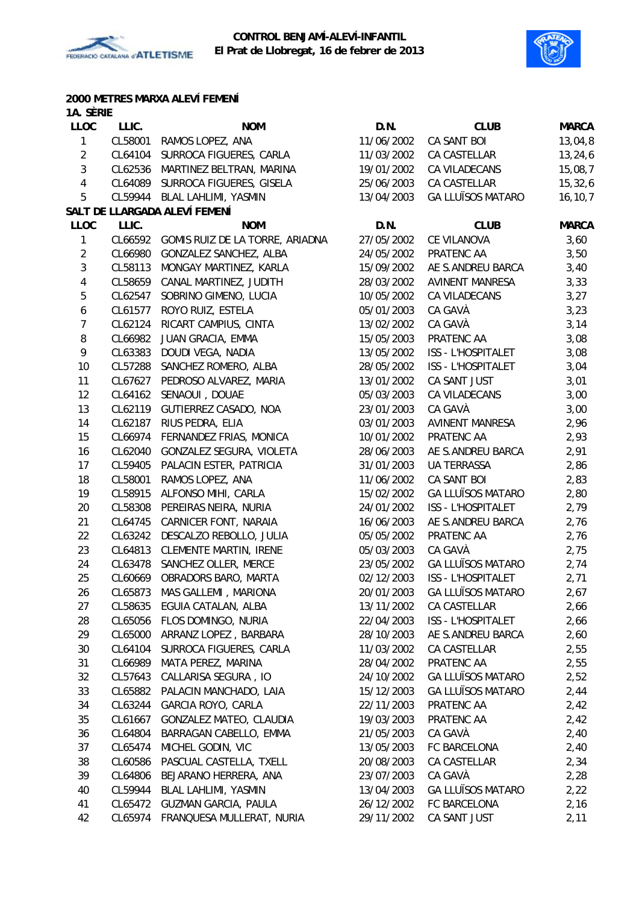**CONTROL BENJAMÍ-ALEVÍ-INFANTIL**
**El Prat de Llobregat, 16 de febrer de 2013**

## 2000 METRES MARXA ALEVÍ FEMENÍ

**1A. SÈRIE**

| LLOC | LLIC. | NOM | D.N. | CLUB | MARCA |
|---|---|---|---|---|---|
| 1 | CL58001 | RAMOS LOPEZ, ANA | 11/06/2002 | CA SANT BOI | 13,04,8 |
| 2 | CL64104 | SURROCA FIGUERES, CARLA | 11/03/2002 | CA CASTELLAR | 13,24,6 |
| 3 | CL62536 | MARTINEZ BELTRAN, MARINA | 19/01/2002 | CA VILADECANS | 15,08,7 |
| 4 | CL64089 | SURROCA FIGUERES, GISELA | 25/06/2003 | CA CASTELLAR | 15,32,6 |
| 5 | CL59944 | BLAL LAHLIMI, YASMIN | 13/04/2003 | GA LLUÏSOS MATARO | 16,10,7 |

## SALT DE LLARGADA ALEVÍ FEMENÍ

| LLOC | LLIC. | NOM | D.N. | CLUB | MARCA |
|---|---|---|---|---|---|
| 1 | CL66592 | GOMIS RUIZ DE LA TORRE, ARIADNA | 27/05/2002 | CE VILANOVA | 3,60 |
| 2 | CL66980 | GONZALEZ SANCHEZ, ALBA | 24/05/2002 | PRATENC AA | 3,50 |
| 3 | CL58113 | MONGAY MARTINEZ, KARLA | 15/09/2002 | AE S.ANDREU BARCA | 3,40 |
| 4 | CL58659 | CANAL MARTINEZ, JUDITH | 28/03/2002 | AVINENT MANRESA | 3,33 |
| 5 | CL62547 | SOBRINO GIMENO, LUCIA | 10/05/2002 | CA VILADECANS | 3,27 |
| 6 | CL61577 | ROYO RUIZ, ESTELA | 05/01/2003 | CA GAVÀ | 3,23 |
| 7 | CL62124 | RICART CAMPIUS, CINTA | 13/02/2002 | CA GAVÀ | 3,14 |
| 8 | CL66982 | JUAN GRACIA, EMMA | 15/05/2003 | PRATENC AA | 3,08 |
| 9 | CL63383 | DOUDI VEGA, NADIA | 13/05/2002 | ISS - L'HOSPITALET | 3,08 |
| 10 | CL57288 | SANCHEZ ROMERO, ALBA | 28/05/2002 | ISS - L'HOSPITALET | 3,04 |
| 11 | CL67627 | PEDROSO ALVAREZ, MARIA | 13/01/2002 | CA SANT JUST | 3,01 |
| 12 | CL64162 | SENAOUI , DOUAE | 05/03/2003 | CA VILADECANS | 3,00 |
| 13 | CL62119 | GUTIERREZ CASADO, NOA | 23/01/2003 | CA GAVÀ | 3,00 |
| 14 | CL62187 | RIUS PEDRA, ELIA | 03/01/2003 | AVINENT MANRESA | 2,96 |
| 15 | CL66974 | FERNANDEZ FRIAS, MONICA | 10/01/2002 | PRATENC AA | 2,93 |
| 16 | CL62040 | GONZALEZ SEGURA, VIOLETA | 28/06/2003 | AE S.ANDREU BARCA | 2,91 |
| 17 | CL59405 | PALACIN ESTER, PATRICIA | 31/01/2003 | UA TERRASSA | 2,86 |
| 18 | CL58001 | RAMOS LOPEZ, ANA | 11/06/2002 | CA SANT BOI | 2,83 |
| 19 | CL58915 | ALFONSO MIHI, CARLA | 15/02/2002 | GA LLUÏSOS MATARO | 2,80 |
| 20 | CL58308 | PEREIRAS NEIRA, NURIA | 24/01/2002 | ISS - L'HOSPITALET | 2,79 |
| 21 | CL64745 | CARNICER FONT, NARAIA | 16/06/2003 | AE S.ANDREU BARCA | 2,76 |
| 22 | CL63242 | DESCALZO REBOLLO, JULIA | 05/05/2002 | PRATENC AA | 2,76 |
| 23 | CL64813 | CLEMENTE MARTIN, IRENE | 05/03/2003 | CA GAVÀ | 2,75 |
| 24 | CL63478 | SANCHEZ OLLER, MERCE | 23/05/2002 | GA LLUÏSOS MATARO | 2,74 |
| 25 | CL60669 | OBRADORS BARO, MARTA | 02/12/2003 | ISS - L'HOSPITALET | 2,71 |
| 26 | CL65873 | MAS GALLEMI , MARIONA | 20/01/2003 | GA LLUÏSOS MATARO | 2,67 |
| 27 | CL58635 | EGUIA CATALAN, ALBA | 13/11/2002 | CA CASTELLAR | 2,66 |
| 28 | CL65056 | FLOS DOMINGO, NURIA | 22/04/2003 | ISS - L'HOSPITALET | 2,66 |
| 29 | CL65000 | ARRANZ LOPEZ , BARBARA | 28/10/2003 | AE S.ANDREU BARCA | 2,60 |
| 30 | CL64104 | SURROCA FIGUERES, CARLA | 11/03/2002 | CA CASTELLAR | 2,55 |
| 31 | CL66989 | MATA PEREZ, MARINA | 28/04/2002 | PRATENC AA | 2,55 |
| 32 | CL57643 | CALLARISA SEGURA , IO | 24/10/2002 | GA LLUÏSOS MATARO | 2,52 |
| 33 | CL65882 | PALACIN MANCHADO, LAIA | 15/12/2003 | GA LLUÏSOS MATARO | 2,44 |
| 34 | CL63244 | GARCIA ROYO, CARLA | 22/11/2003 | PRATENC AA | 2,42 |
| 35 | CL61667 | GONZALEZ MATEO, CLAUDIA | 19/03/2003 | PRATENC AA | 2,42 |
| 36 | CL64804 | BARRAGAN CABELLO, EMMA | 21/05/2003 | CA GAVÀ | 2,40 |
| 37 | CL65474 | MICHEL GODIN, VIC | 13/05/2003 | FC BARCELONA | 2,40 |
| 38 | CL60586 | PASCUAL CASTELLA, TXELL | 20/08/2003 | CA CASTELLAR | 2,34 |
| 39 | CL64806 | BEJARANO HERRERA, ANA | 23/07/2003 | CA GAVÀ | 2,28 |
| 40 | CL59944 | BLAL LAHLIMI, YASMIN | 13/04/2003 | GA LLUÏSOS MATARO | 2,22 |
| 41 | CL65472 | GUZMAN GARCIA, PAULA | 26/12/2002 | FC BARCELONA | 2,16 |
| 42 | CL65974 | FRANQUESA MULLERAT, NURIA | 29/11/2002 | CA SANT JUST | 2,11 |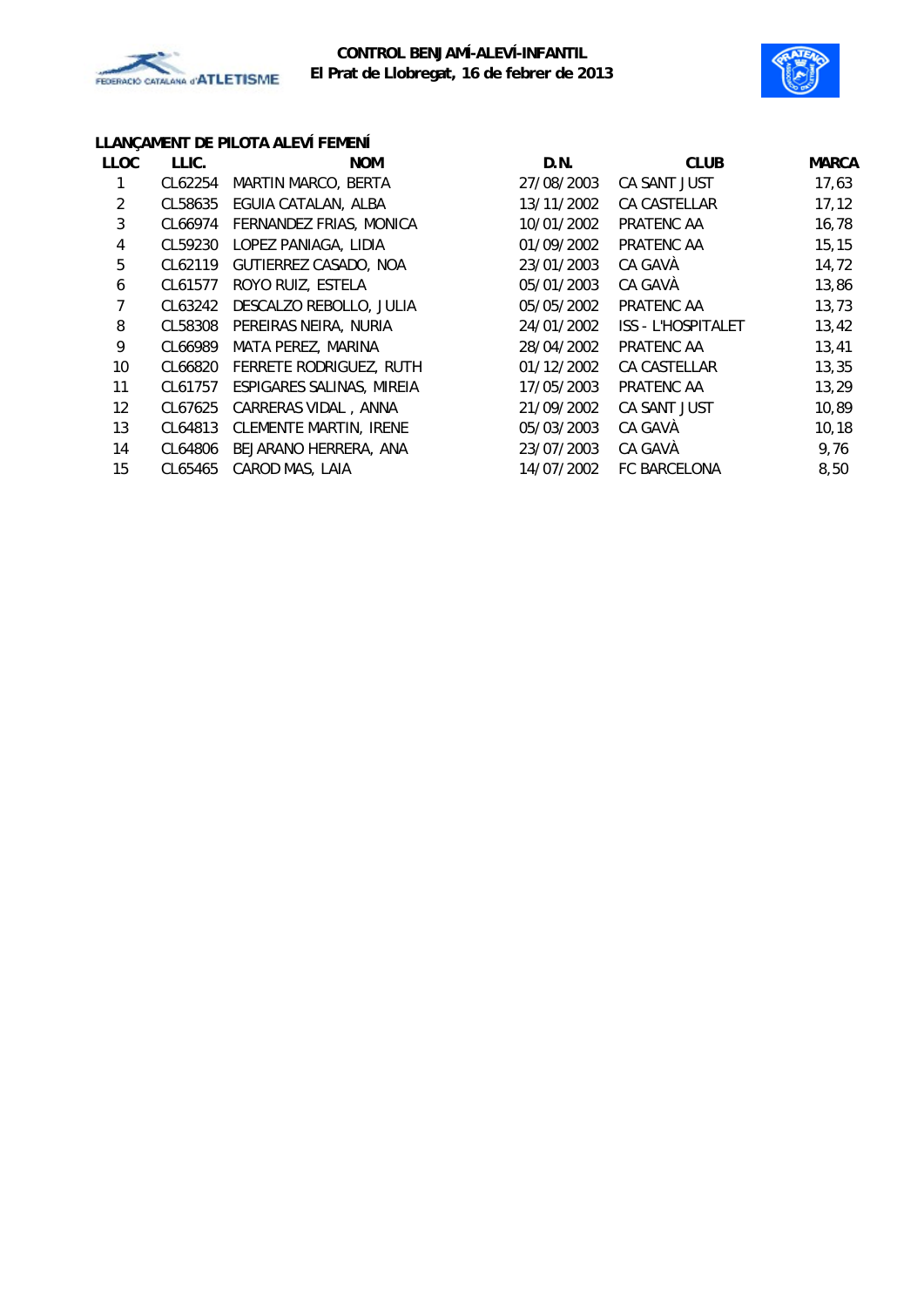**CONTROL BENJAMÍ-ALEVÍ-INFANTIL**
**El Prat de Llobregat, 16 de febrer de 2013**

### LLANÇAMENT DE PILOTA ALEVÍ FEMENÍ

| LLOC | LLIC. | NOM | D.N. | CLUB | MARCA |
|---|---|---|---|---|---|
| 1 | CL62254 | MARTIN MARCO, BERTA | 27/08/2003 | CA SANT JUST | 17,63 |
| 2 | CL58635 | EGUIA CATALAN, ALBA | 13/11/2002 | CA CASTELLAR | 17,12 |
| 3 | CL66974 | FERNANDEZ FRIAS, MONICA | 10/01/2002 | PRATENC AA | 16,78 |
| 4 | CL59230 | LOPEZ PANIAGA, LIDIA | 01/09/2002 | PRATENC AA | 15,15 |
| 5 | CL62119 | GUTIERREZ CASADO, NOA | 23/01/2003 | CA GAVÀ | 14,72 |
| 6 | CL61577 | ROYO RUIZ, ESTELA | 05/01/2003 | CA GAVÀ | 13,86 |
| 7 | CL63242 | DESCALZO REBOLLO, JULIA | 05/05/2002 | PRATENC AA | 13,73 |
| 8 | CL58308 | PEREIRAS NEIRA, NURIA | 24/01/2002 | ISS - L'HOSPITALET | 13,42 |
| 9 | CL66989 | MATA PEREZ, MARINA | 28/04/2002 | PRATENC AA | 13,41 |
| 10 | CL66820 | FERRETE RODRIGUEZ, RUTH | 01/12/2002 | CA CASTELLAR | 13,35 |
| 11 | CL61757 | ESPIGARES SALINAS, MIREIA | 17/05/2003 | PRATENC AA | 13,29 |
| 12 | CL67625 | CARRERAS VIDAL , ANNA | 21/09/2002 | CA SANT JUST | 10,89 |
| 13 | CL64813 | CLEMENTE MARTIN, IRENE | 05/03/2003 | CA GAVÀ | 10,18 |
| 14 | CL64806 | BEJARANO HERRERA, ANA | 23/07/2003 | CA GAVÀ | 9,76 |
| 15 | CL65465 | CAROD MAS, LAIA | 14/07/2002 | FC BARCELONA | 8,50 |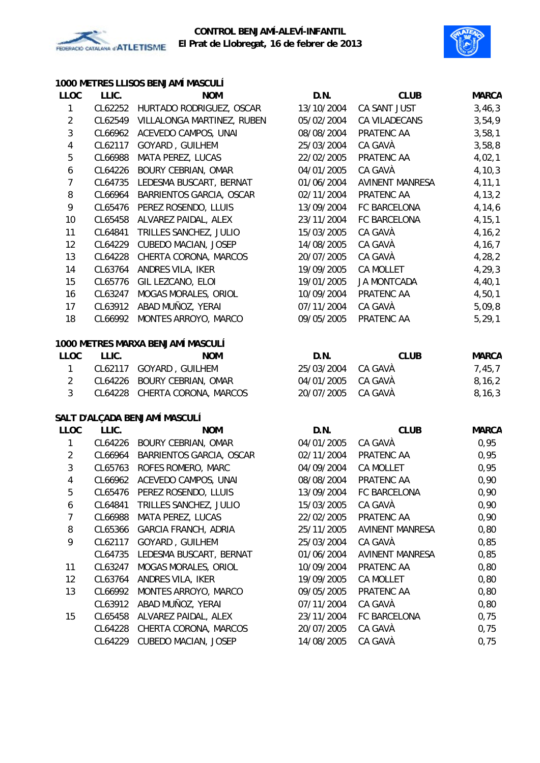**CONTROL BENJAMÍ-ALEVÍ-INFANTIL**
**El Prat de Llobregat, 16 de febrer de 2013**

### 1000 METRES LLISOS BENJAMÍ MASCULÍ

| LLOC | LLIC. | NOM | D.N. | CLUB | MARCA |
|---|---|---|---|---|---|
| 1 | CL62252 | HURTADO RODRIGUEZ, OSCAR | 13/10/2004 | CA SANT JUST | 3,46,3 |
| 2 | CL62549 | VILLALONGA MARTINEZ, RUBEN | 05/02/2004 | CA VILADECANS | 3,54,9 |
| 3 | CL66962 | ACEVEDO CAMPOS, UNAI | 08/08/2004 | PRATENC AA | 3,58,1 |
| 4 | CL62117 | GOYARD , GUILHEM | 25/03/2004 | CA GAVÀ | 3,58,8 |
| 5 | CL66988 | MATA PEREZ, LUCAS | 22/02/2005 | PRATENC AA | 4,02,1 |
| 6 | CL64226 | BOURY CEBRIAN, OMAR | 04/01/2005 | CA GAVÀ | 4,10,3 |
| 7 | CL64735 | LEDESMA BUSCART, BERNAT | 01/06/2004 | AVINENT MANRESA | 4,11,1 |
| 8 | CL66964 | BARRIENTOS GARCIA, OSCAR | 02/11/2004 | PRATENC AA | 4,13,2 |
| 9 | CL65476 | PEREZ ROSENDO, LLUIS | 13/09/2004 | FC BARCELONA | 4,14,6 |
| 10 | CL65458 | ALVAREZ PAIDAL, ALEX | 23/11/2004 | FC BARCELONA | 4,15,1 |
| 11 | CL64841 | TRILLES SANCHEZ, JULIO | 15/03/2005 | CA GAVÀ | 4,16,2 |
| 12 | CL64229 | CUBEDO MACIAN, JOSEP | 14/08/2005 | CA GAVÀ | 4,16,7 |
| 13 | CL64228 | CHERTA CORONA, MARCOS | 20/07/2005 | CA GAVÀ | 4,28,2 |
| 14 | CL63764 | ANDRES VILA, IKER | 19/09/2005 | CA MOLLET | 4,29,3 |
| 15 | CL65776 | GIL LEZCANO, ELOI | 19/01/2005 | JA MONTCADA | 4,40,1 |
| 16 | CL63247 | MOGAS MORALES, ORIOL | 10/09/2004 | PRATENC AA | 4,50,1 |
| 17 | CL63912 | ABAD MUÑOZ, YERAI | 07/11/2004 | CA GAVÀ | 5,09,8 |
| 18 | CL66992 | MONTES ARROYO, MARCO | 09/05/2005 | PRATENC AA | 5,29,1 |

### 1000 METRES MARXA BENJAMÍ MASCULÍ

| LLOC | LLIC. | NOM | D.N. | CLUB | MARCA |
|---|---|---|---|---|---|
| 1 | CL62117 | GOYARD , GUILHEM | 25/03/2004 | CA GAVÀ | 7,45,7 |
| 2 | CL64226 | BOURY CEBRIAN, OMAR | 04/01/2005 | CA GAVÀ | 8,16,2 |
| 3 | CL64228 | CHERTA CORONA, MARCOS | 20/07/2005 | CA GAVÀ | 8,16,3 |

### SALT D'ALÇADA BENJAMÍ MASCULÍ

| LLOC | LLIC. | NOM | D.N. | CLUB | MARCA |
|---|---|---|---|---|---|
| 1 | CL64226 | BOURY CEBRIAN, OMAR | 04/01/2005 | CA GAVÀ | 0,95 |
| 2 | CL66964 | BARRIENTOS GARCIA, OSCAR | 02/11/2004 | PRATENC AA | 0,95 |
| 3 | CL65763 | ROFES ROMERO, MARC | 04/09/2004 | CA MOLLET | 0,95 |
| 4 | CL66962 | ACEVEDO CAMPOS, UNAI | 08/08/2004 | PRATENC AA | 0,90 |
| 5 | CL65476 | PEREZ ROSENDO, LLUIS | 13/09/2004 | FC BARCELONA | 0,90 |
| 6 | CL64841 | TRILLES SANCHEZ, JULIO | 15/03/2005 | CA GAVÀ | 0,90 |
| 7 | CL66988 | MATA PEREZ, LUCAS | 22/02/2005 | PRATENC AA | 0,90 |
| 8 | CL65366 | GARCIA FRANCH, ADRIA | 25/11/2005 | AVINENT MANRESA | 0,80 |
| 9 | CL62117 | GOYARD , GUILHEM | 25/03/2004 | CA GAVÀ | 0,85 |
| | CL64735 | LEDESMA BUSCART, BERNAT | 01/06/2004 | AVINENT MANRESA | 0,85 |
| 11 | CL63247 | MOGAS MORALES, ORIOL | 10/09/2004 | PRATENC AA | 0,80 |
| 12 | CL63764 | ANDRES VILA, IKER | 19/09/2005 | CA MOLLET | 0,80 |
| 13 | CL66992 | MONTES ARROYO, MARCO | 09/05/2005 | PRATENC AA | 0,80 |
| | CL63912 | ABAD MUÑOZ, YERAI | 07/11/2004 | CA GAVÀ | 0,80 |
| 15 | CL65458 | ALVAREZ PAIDAL, ALEX | 23/11/2004 | FC BARCELONA | 0,75 |
| | CL64228 | CHERTA CORONA, MARCOS | 20/07/2005 | CA GAVÀ | 0,75 |
| | CL64229 | CUBEDO MACIAN, JOSEP | 14/08/2005 | CA GAVÀ | 0,75 |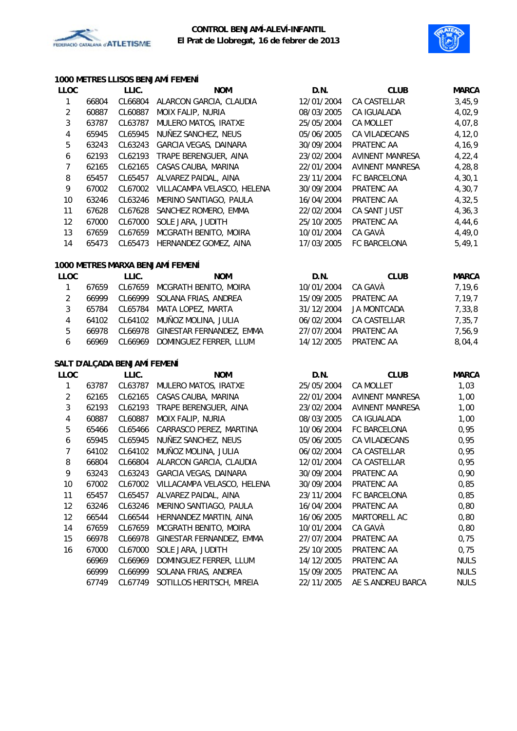**CONTROL BENJAMÍ-ALEVÍ-INFANTIL**
**El Prat de Llobregat, 16 de febrer de 2013**

### 1000 METRES LLISOS BENJAMÍ FEMENÍ

| LLOC | | LLIC. | NOM | D.N. | CLUB | MARCA |
|---|---|---|---|---|---|---|
| 1 | 66804 | CL66804 | ALARCON GARCIA, CLAUDIA | 12/01/2004 | CA CASTELLAR | 3,45,9 |
| 2 | 60887 | CL60887 | MOIX FALIP, NURIA | 08/03/2005 | CA IGUALADA | 4,02,9 |
| 3 | 63787 | CL63787 | MULERO MATOS, IRATXE | 25/05/2004 | CA MOLLET | 4,07,8 |
| 4 | 65945 | CL65945 | NUÑEZ SANCHEZ, NEUS | 05/06/2005 | CA VILADECANS | 4,12,0 |
| 5 | 63243 | CL63243 | GARCIA VEGAS, DAINARA | 30/09/2004 | PRATENC AA | 4,16,9 |
| 6 | 62193 | CL62193 | TRAPE BERENGUER, AINA | 23/02/2004 | AVINENT MANRESA | 4,22,4 |
| 7 | 62165 | CL62165 | CASAS CAUBA, MARINA | 22/01/2004 | AVINENT MANRESA | 4,28,8 |
| 8 | 65457 | CL65457 | ALVAREZ PAIDAL, AINA | 23/11/2004 | FC BARCELONA | 4,30,1 |
| 9 | 67002 | CL67002 | VILLACAMPA VELASCO, HELENA | 30/09/2004 | PRATENC AA | 4,30,7 |
| 10 | 63246 | CL63246 | MERINO SANTIAGO, PAULA | 16/04/2004 | PRATENC AA | 4,32,5 |
| 11 | 67628 | CL67628 | SANCHEZ ROMERO, EMMA | 22/02/2004 | CA SANT JUST | 4,36,3 |
| 12 | 67000 | CL67000 | SOLE JARA, JUDITH | 25/10/2005 | PRATENC AA | 4,44,6 |
| 13 | 67659 | CL67659 | MCGRATH BENITO, MOIRA | 10/01/2004 | CA GAVÀ | 4,49,0 |
| 14 | 65473 | CL65473 | HERNANDEZ GOMEZ, AINA | 17/03/2005 | FC BARCELONA | 5,49,1 |

### 1000 METRES MARXA BENJAMÍ FEMENÍ

| LLOC | | LLIC. | NOM | D.N. | CLUB | MARCA |
|---|---|---|---|---|---|---|
| 1 | 67659 | CL67659 | MCGRATH BENITO, MOIRA | 10/01/2004 | CA GAVÀ | 7,19,6 |
| 2 | 66999 | CL66999 | SOLANA FRIAS, ANDREA | 15/09/2005 | PRATENC AA | 7,19,7 |
| 3 | 65784 | CL65784 | MATA LOPEZ, MARTA | 31/12/2004 | JA MONTCADA | 7,33,8 |
| 4 | 64102 | CL64102 | MUÑOZ MOLINA, JULIA | 06/02/2004 | CA CASTELLAR | 7,35,7 |
| 5 | 66978 | CL66978 | GINESTAR FERNANDEZ, EMMA | 27/07/2004 | PRATENC AA | 7,56,9 |
| 6 | 66969 | CL66969 | DOMINGUEZ FERRER, LLUM | 14/12/2005 | PRATENC AA | 8,04,4 |

### SALT D'ALÇADA BENJAMÍ FEMENÍ

| LLOC | | LLIC. | NOM | D.N. | CLUB | MARCA |
|---|---|---|---|---|---|---|
| 1 | 63787 | CL63787 | MULERO MATOS, IRATXE | 25/05/2004 | CA MOLLET | 1,03 |
| 2 | 62165 | CL62165 | CASAS CAUBA, MARINA | 22/01/2004 | AVINENT MANRESA | 1,00 |
| 3 | 62193 | CL62193 | TRAPE BERENGUER, AINA | 23/02/2004 | AVINENT MANRESA | 1,00 |
| 4 | 60887 | CL60887 | MOIX FALIP, NURIA | 08/03/2005 | CA IGUALADA | 1,00 |
| 5 | 65466 | CL65466 | CARRASCO PEREZ, MARTINA | 10/06/2004 | FC BARCELONA | 0,95 |
| 6 | 65945 | CL65945 | NUÑEZ SANCHEZ, NEUS | 05/06/2005 | CA VILADECANS | 0,95 |
| 7 | 64102 | CL64102 | MUÑOZ MOLINA, JULIA | 06/02/2004 | CA CASTELLAR | 0,95 |
| 8 | 66804 | CL66804 | ALARCON GARCIA, CLAUDIA | 12/01/2004 | CA CASTELLAR | 0,95 |
| 9 | 63243 | CL63243 | GARCIA VEGAS, DAINARA | 30/09/2004 | PRATENC AA | 0,90 |
| 10 | 67002 | CL67002 | VILLACAMPA VELASCO, HELENA | 30/09/2004 | PRATENC AA | 0,85 |
| 11 | 65457 | CL65457 | ALVAREZ PAIDAL, AINA | 23/11/2004 | FC BARCELONA | 0,85 |
| 12 | 63246 | CL63246 | MERINO SANTIAGO, PAULA | 16/04/2004 | PRATENC AA | 0,80 |
| 12 | 66544 | CL66544 | HERNANDEZ MARTIN, AINA | 16/06/2005 | MARTORELL AC | 0,80 |
| 14 | 67659 | CL67659 | MCGRATH BENITO, MOIRA | 10/01/2004 | CA GAVÀ | 0,80 |
| 15 | 66978 | CL66978 | GINESTAR FERNANDEZ, EMMA | 27/07/2004 | PRATENC AA | 0,75 |
| 16 | 67000 | CL67000 | SOLE JARA, JUDITH | 25/10/2005 | PRATENC AA | 0,75 |
| | 66969 | CL66969 | DOMINGUEZ FERRER, LLUM | 14/12/2005 | PRATENC AA | NULS |
| | 66999 | CL66999 | SOLANA FRIAS, ANDREA | 15/09/2005 | PRATENC AA | NULS |
| | 67749 | CL67749 | SOTILLOS HERITSCH, MIREIA | 22/11/2005 | AE S.ANDREU BARCA | NULS |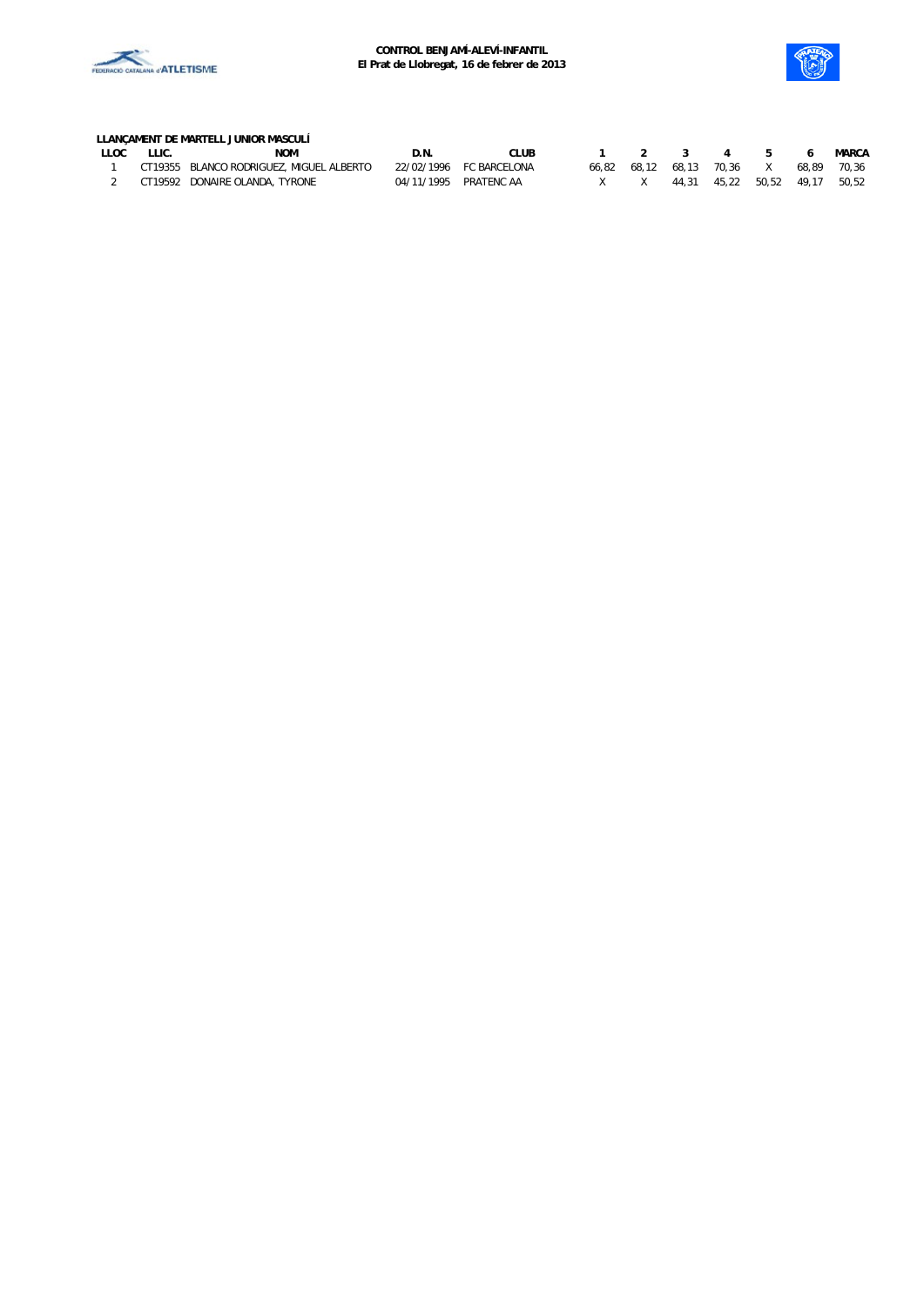**CONTROL BENJAMÍ-ALEVÍ-INFANTIL**
**El Prat de Llobregat, 16 de febrer de 2013**

**LLANÇAMENT DE MARTELL JUNIOR MASCULÍ**

| LLOC | LLIC. | NOM | D.N. | CLUB | 1 | 2 | 3 | 4 | 5 | 6 | MARCA |
|---|---|---|---|---|---|---|---|---|---|---|---|
| 1 | CT19355 | BLANCO RODRIGUEZ, MIGUEL ALBERTO | 22/02/1996 | FC BARCELONA | 66,82 | 68,12 | 68,13 | 70,36 | X | 68,89 | 70,36 |
| 2 | CT19592 | DONAIRE OLANDA, TYRONE | 04/11/1995 | PRATENC AA | X | X | 44,31 | 45,22 | 50,52 | 49,17 | 50,52 |